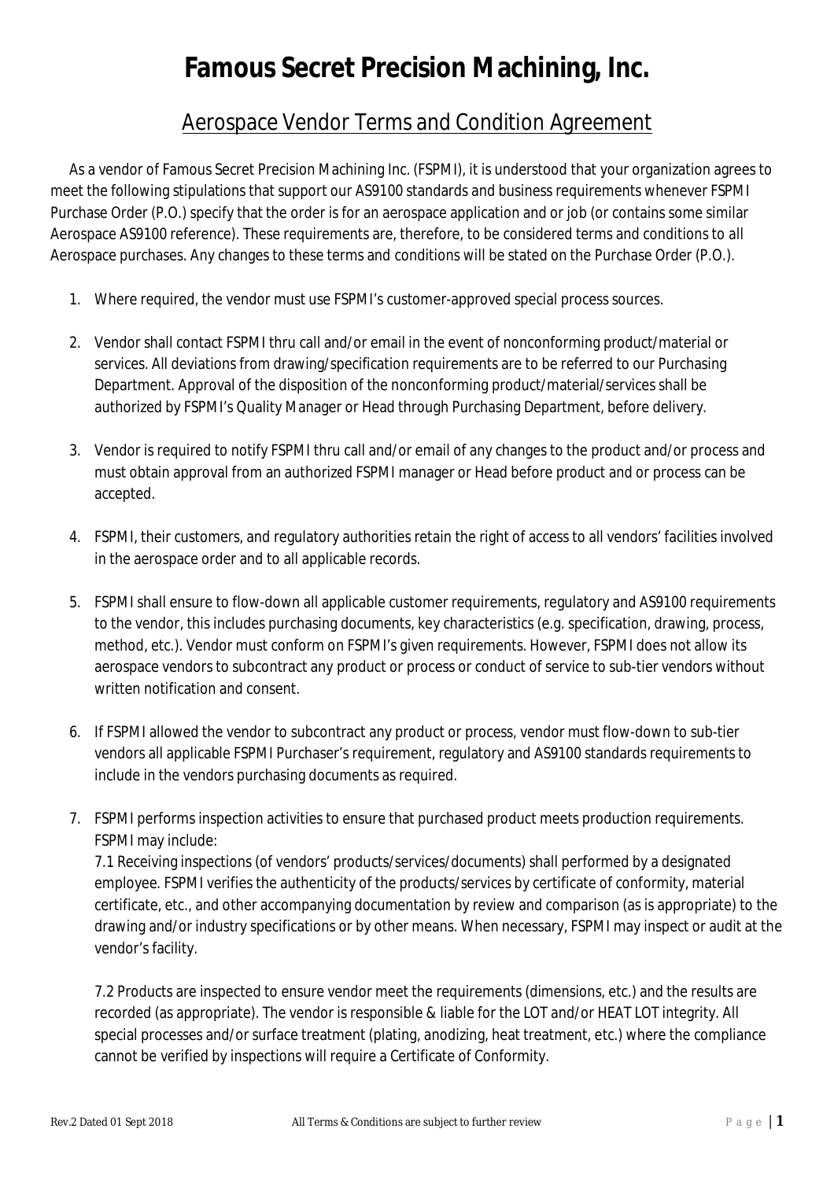# Famous Secret Precision Machining, Inc.

## Aerospace Vendor Terms and Condition Agreement

As a vendor of Famous Secret Precision Machining Inc. (FSPMI), it is understood that your organization agrees to meet the following stipulations that support our AS9100 standards and business requirements whenever FSPMI Purchase Order (P.O.) specify that the order is for an aerospace application and or job (or contains some similar Aerospace AS9100 reference). These requirements are, therefore, to be considered terms and conditions to all Aerospace purchases. Any changes to these terms and conditions will be stated on the Purchase Order (P.O.).

1. Where required, the vendor must use FSPMI's customer-approved special process sources.

2. Vendor shall contact FSPMI thru call and/or email in the event of nonconforming product/material or services. All deviations from drawing/specification requirements are to be referred to our Purchasing Department. Approval of the disposition of the nonconforming product/material/services shall be authorized by FSPMI's Quality Manager or Head through Purchasing Department, before delivery.

3. Vendor is required to notify FSPMI thru call and/or email of any changes to the product and/or process and must obtain approval from an authorized FSPMI manager or Head before product and or process can be accepted.

4. FSPMI, their customers, and regulatory authorities retain the right of access to all vendors' facilities involved in the aerospace order and to all applicable records.

5. FSPMI shall ensure to flow-down all applicable customer requirements, regulatory and AS9100 requirements to the vendor, this includes purchasing documents, key characteristics (e.g. specification, drawing, process, method, etc.). Vendor must conform on FSPMI's given requirements. However, FSPMI does not allow its aerospace vendors to subcontract any product or process or conduct of service to sub-tier vendors without written notification and consent.

6. If FSPMI allowed the vendor to subcontract any product or process, vendor must flow-down to sub-tier vendors all applicable FSPMI Purchaser's requirement, regulatory and AS9100 standards requirements to include in the vendors purchasing documents as required.

7. FSPMI performs inspection activities to ensure that purchased product meets production requirements. FSPMI may include:

   7.1 Receiving inspections (of vendors' products/services/documents) shall performed by a designated employee. FSPMI verifies the authenticity of the products/services by certificate of conformity, material certificate, etc., and other accompanying documentation by review and comparison (as is appropriate) to the drawing and/or industry specifications or by other means. When necessary, FSPMI may inspect or audit at the vendor's facility.

   7.2 Products are inspected to ensure vendor meet the requirements (dimensions, etc.) and the results are recorded (as appropriate). The vendor is responsible & liable for the LOT and/or HEAT LOT integrity. All special processes and/or surface treatment (plating, anodizing, heat treatment, etc.) where the compliance cannot be verified by inspections will require a Certificate of Conformity.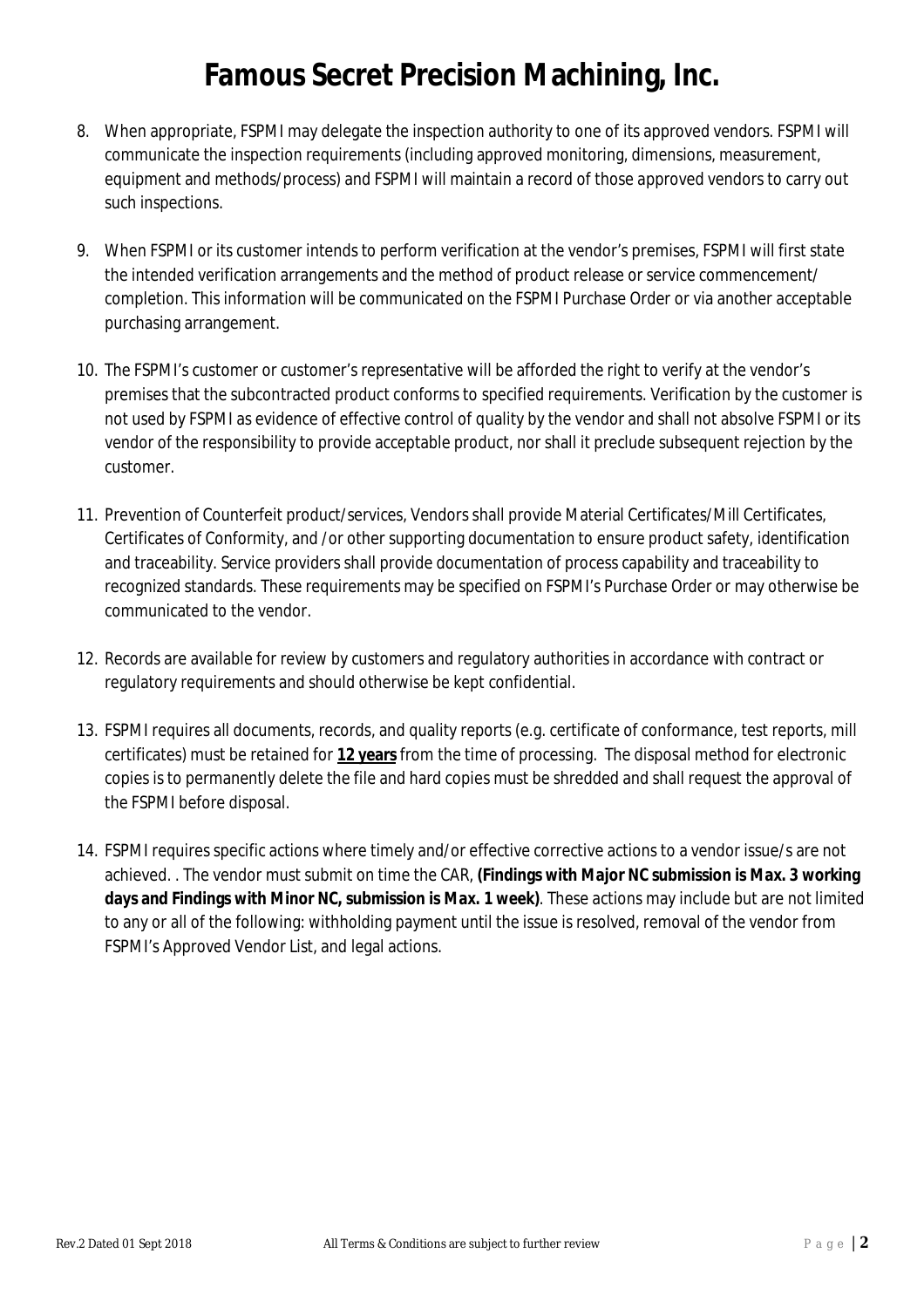# Famous Secret Precision Machining, Inc.

8. When appropriate, FSPMI may delegate the inspection authority to one of its approved vendors. FSPMI will communicate the inspection requirements (including approved monitoring, dimensions, measurement, equipment and methods/process) and FSPMI will maintain a record of those approved vendors to carry out such inspections.

9. When FSPMI or its customer intends to perform verification at the vendor's premises, FSPMI will first state the intended verification arrangements and the method of product release or service commencement/ completion. This information will be communicated on the FSPMI Purchase Order or via another acceptable purchasing arrangement.

10. The FSPMI's customer or customer's representative will be afforded the right to verify at the vendor's premises that the subcontracted product conforms to specified requirements. Verification by the customer is not used by FSPMI as evidence of effective control of quality by the vendor and shall not absolve FSPMI or its vendor of the responsibility to provide acceptable product, nor shall it preclude subsequent rejection by the customer.

11. Prevention of Counterfeit product/services, Vendors shall provide Material Certificates/Mill Certificates, Certificates of Conformity, and /or other supporting documentation to ensure product safety, identification and traceability. Service providers shall provide documentation of process capability and traceability to recognized standards. These requirements may be specified on FSPMI's Purchase Order or may otherwise be communicated to the vendor.

12. Records are available for review by customers and regulatory authorities in accordance with contract or regulatory requirements and should otherwise be kept confidential.

13. FSPMI requires all documents, records, and quality reports (e.g. certificate of conformance, test reports, mill certificates) must be retained for **12 years** from the time of processing. The disposal method for electronic copies is to permanently delete the file and hard copies must be shredded and shall request the approval of the FSPMI before disposal.

14. FSPMI requires specific actions where timely and/or effective corrective actions to a vendor issue/s are not achieved. . The vendor must submit on time the CAR, **(Findings with Major NC submission is Max. 3 working days and Findings with Minor NC, submission is Max. 1 week)**. These actions may include but are not limited to any or all of the following: withholding payment until the issue is resolved, removal of the vendor from FSPMI's Approved Vendor List, and legal actions.

Rev.2 Dated 01 Sept 2018 All Terms & Conditions are subject to further review